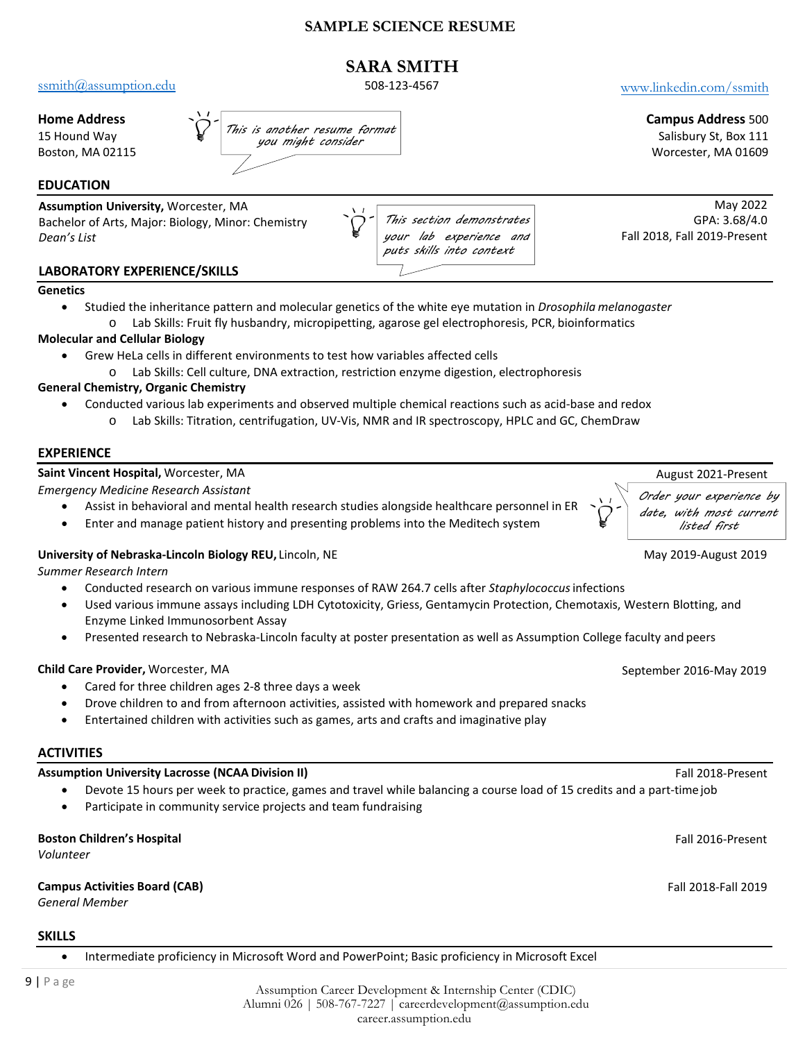# SAMPLE SCIENCE RESUME

## SARA SMITH

ssmith@assumption.edu | 508-123-4567 | www.linkedin.com/ssmith

**Home Address**
15 Hound Way
Boston, MA 02115

*This is another resume format you might consider*

**Campus Address** 500 Salisbury St, Box 111
Worcester, MA 01609

### EDUCATION

**Assumption University,** Worcester, MA — May 2022
Bachelor of Arts, Major: Biology, Minor: Chemistry — GPA: 3.68/4.0
*Dean's List* — Fall 2018, Fall 2019-Present

*This section demonstrates your lab experience and puts skills into context*

### LABORATORY EXPERIENCE/SKILLS

**Genetics**

- Studied the inheritance pattern and molecular genetics of the white eye mutation in *Drosophila melanogaster*
  - Lab Skills: Fruit fly husbandry, micropipetting, agarose gel electrophoresis, PCR, bioinformatics

**Molecular and Cellular Biology**

- Grew HeLa cells in different environments to test how variables affected cells
  - Lab Skills: Cell culture, DNA extraction, restriction enzyme digestion, electrophoresis

**General Chemistry, Organic Chemistry**

- Conducted various lab experiments and observed multiple chemical reactions such as acid-base and redox
  - Lab Skills: Titration, centrifugation, UV-Vis, NMR and IR spectroscopy, HPLC and GC, ChemDraw

### EXPERIENCE

**Saint Vincent Hospital,** Worcester, MA — August 2021-Present
*Emergency Medicine Research Assistant*

- Assist in behavioral and mental health research studies alongside healthcare personnel in ER
- Enter and manage patient history and presenting problems into the Meditech system

*Order your experience by date, with most current listed first*

**University of Nebraska-Lincoln Biology REU,** Lincoln, NE — May 2019-August 2019
*Summer Research Intern*

- Conducted research on various immune responses of RAW 264.7 cells after *Staphylococcus* infections
- Used various immune assays including LDH Cytotoxicity, Griess, Gentamycin Protection, Chemotaxis, Western Blotting, and Enzyme Linked Immunosorbent Assay
- Presented research to Nebraska-Lincoln faculty at poster presentation as well as Assumption College faculty and peers

**Child Care Provider,** Worcester, MA — September 2016-May 2019

- Cared for three children ages 2-8 three days a week
- Drove children to and from afternoon activities, assisted with homework and prepared snacks
- Entertained children with activities such as games, arts and crafts and imaginative play

### ACTIVITIES

**Assumption University Lacrosse (NCAA Division II)** — Fall 2018-Present

- Devote 15 hours per week to practice, games and travel while balancing a course load of 15 credits and a part-time job
- Participate in community service projects and team fundraising

**Boston Children's Hospital** — Fall 2016-Present
*Volunteer*

**Campus Activities Board (CAB)** — Fall 2018-Fall 2019
*General Member*

### SKILLS

- Intermediate proficiency in Microsoft Word and PowerPoint; Basic proficiency in Microsoft Excel

Assumption Career Development & Internship Center (CDIC)
Alumni 026 | 508-767-7227 | careerdevelopment@assumption.edu
career.assumption.edu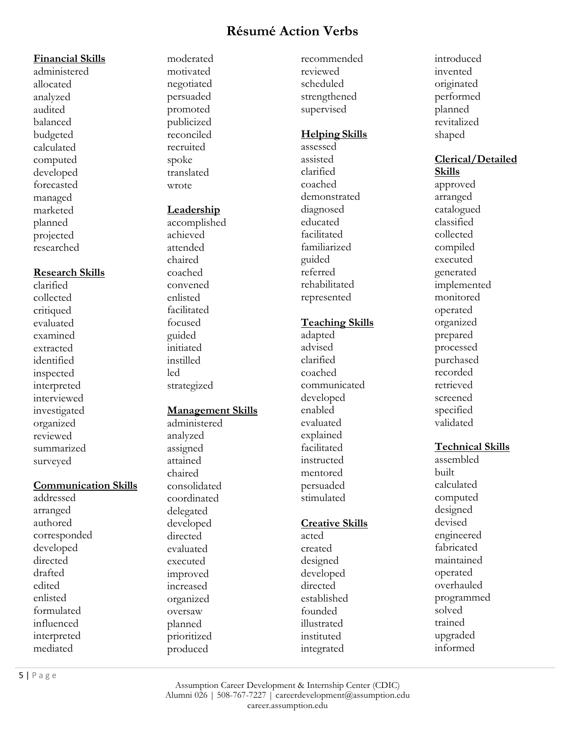# Résumé Action Verbs

## Financial Skills
administered
allocated
analyzed
audited
balanced
budgeted
calculated
computed
developed
forecasted
managed
marketed
planned
projected
researched

## Research Skills
clarified
collected
critiqued
evaluated
examined
extracted
identified
inspected
interpreted
interviewed
investigated
organized
reviewed
summarized
surveyed

## Communication Skills
addressed
arranged
authored
corresponded
developed
directed
drafted
edited
enlisted
formulated
influenced
interpreted
mediated
moderated
motivated
negotiated
persuaded
promoted
publicized
reconciled
recruited
spoke
translated
wrote

## Leadership
accomplished
achieved
attended
chaired
coached
convened
enlisted
facilitated
focused
guided
initiated
instilled
led
strategized

## Management Skills
administered
analyzed
assigned
attained
chaired
consolidated
coordinated
delegated
developed
directed
evaluated
executed
improved
increased
organized
oversaw
planned
prioritized
produced
recommended
reviewed
scheduled
strengthened
supervised

## Helping Skills
assessed
assisted
clarified
coached
demonstrated
diagnosed
educated
facilitated
familiarized
guided
referred
rehabilitated
represented

## Teaching Skills
adapted
advised
clarified
coached
communicated
developed
enabled
evaluated
explained
facilitated
instructed
mentored
persuaded
stimulated

## Creative Skills
acted
created
designed
developed
directed
established
founded
illustrated
instituted
integrated
introduced
invented
originated
performed
planned
revitalized
shaped

## Clerical/Detailed Skills
approved
arranged
catalogued
classified
collected
compiled
executed
generated
implemented
monitored
operated
organized
prepared
processed
purchased
recorded
retrieved
screened
specified
validated

## Technical Skills
assembled
built
calculated
computed
designed
devised
engineered
fabricated
maintained
operated
overhauled
programmed
solved
trained
upgraded
informed

Assumption Career Development & Internship Center (CDIC)
Alumni 026 | 508-767-7227 | careerdevelopment@assumption.edu
career.assumption.edu